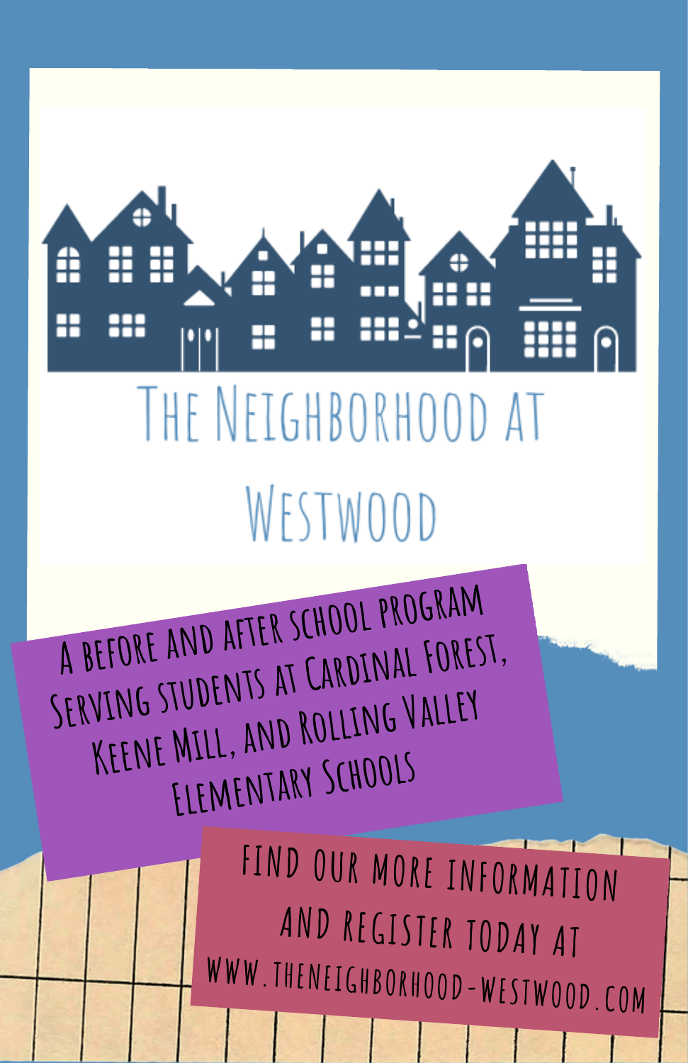# The Neighborhood at Westwood

A before and after school program Serving students at Cardinal Forest, Keene Mill, and Rolling Valley Elementary Schools

Find our more information and register today at www.theneighborhood-westwood.com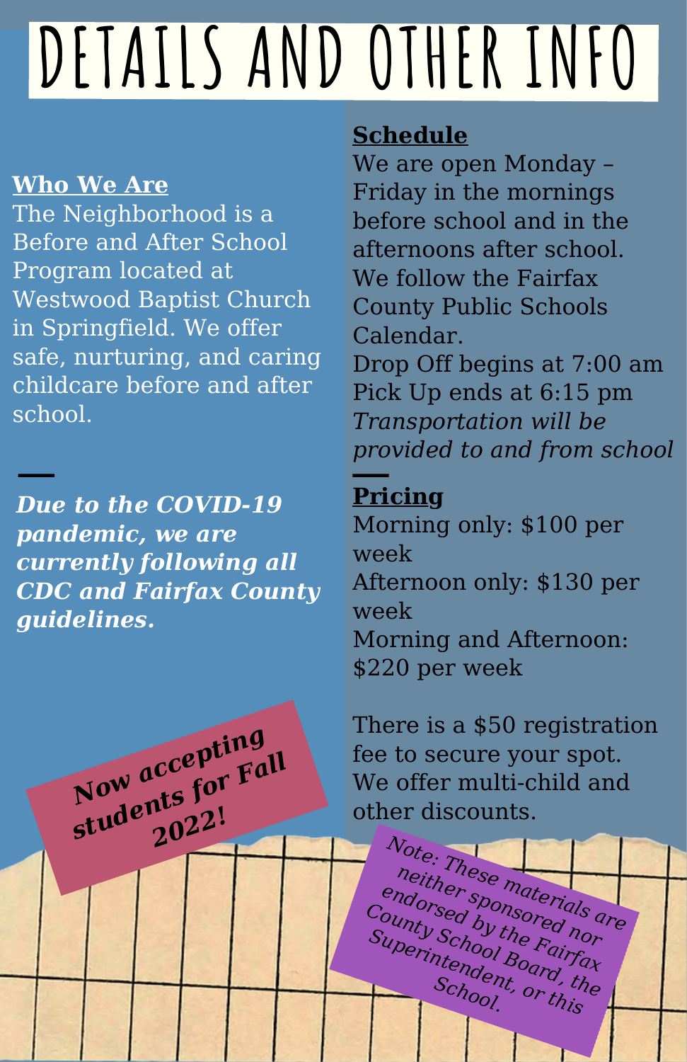# DETAILS AND OTHER INFO

**Who We Are**

The Neighborhood is a Before and After School Program located at Westwood Baptist Church in Springfield. We offer safe, nurturing, and caring childcare before and after school.

***Due to the COVID-19 pandemic, we are currently following all CDC and Fairfax County guidelines.***

**Schedule**

We are open Monday – Friday in the mornings before school and in the afternoons after school. We follow the Fairfax County Public Schools Calendar.

Drop Off begins at 7:00 am

Pick Up ends at 6:15 pm

*Transportation will be provided to and from school*

**Pricing**

Morning only: $100 per week

Afternoon only: $130 per week

Morning and Afternoon: $220 per week

There is a $50 registration fee to secure your spot. We offer multi-child and other discounts.

***Now accepting students for Fall 2022!***

*Note: These materials are neither sponsored nor endorsed by the Fairfax County School Board, the Superintendent, or this School.*